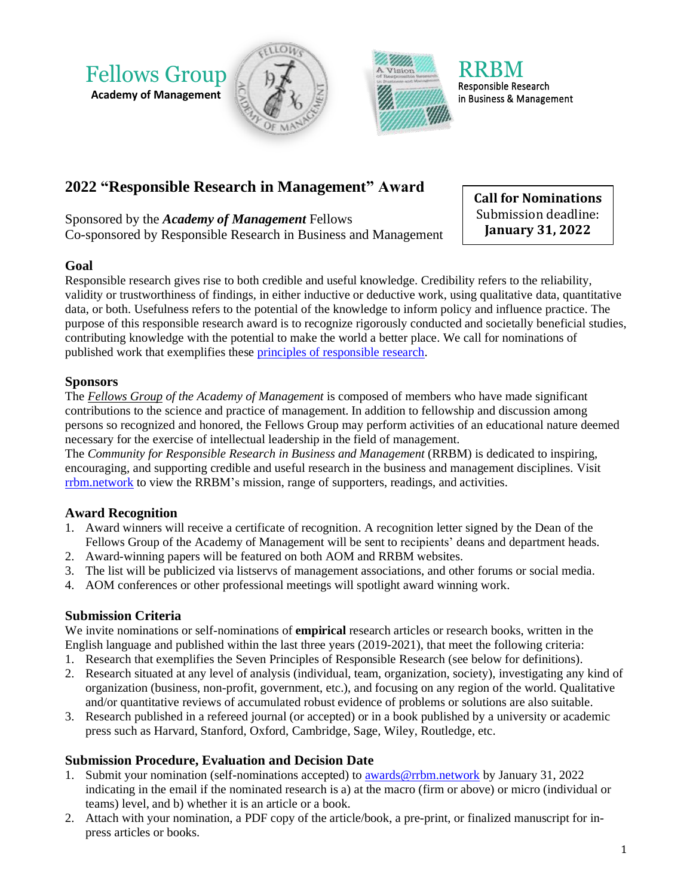Fellows Group
**Academy of Management**

RRBM
Responsible Research in Business & Management

# 2022 "Responsible Research in Management" Award

Sponsored by the ***Academy of Management*** Fellows
Co-sponsored by Responsible Research in Business and Management

**Call for Nominations**
Submission deadline:
**January 31, 2022**

## Goal

Responsible research gives rise to both credible and useful knowledge. Credibility refers to the reliability, validity or trustworthiness of findings, in either inductive or deductive work, using qualitative data, quantitative data, or both. Usefulness refers to the potential of the knowledge to inform policy and influence practice. The purpose of this responsible research award is to recognize rigorously conducted and societally beneficial studies, contributing knowledge with the potential to make the world a better place. We call for nominations of published work that exemplifies these principles of responsible research.

## Sponsors

The *Fellows Group of the Academy of Management* is composed of members who have made significant contributions to the science and practice of management. In addition to fellowship and discussion among persons so recognized and honored, the Fellows Group may perform activities of an educational nature deemed necessary for the exercise of intellectual leadership in the field of management.

The *Community for Responsible Research in Business and Management* (RRBM) is dedicated to inspiring, encouraging, and supporting credible and useful research in the business and management disciplines. Visit rrbm.network to view the RRBM's mission, range of supporters, readings, and activities.

## Award Recognition

1. Award winners will receive a certificate of recognition. A recognition letter signed by the Dean of the Fellows Group of the Academy of Management will be sent to recipients' deans and department heads.
2. Award-winning papers will be featured on both AOM and RRBM websites.
3. The list will be publicized via listservs of management associations, and other forums or social media.
4. AOM conferences or other professional meetings will spotlight award winning work.

## Submission Criteria

We invite nominations or self-nominations of **empirical** research articles or research books, written in the English language and published within the last three years (2019-2021), that meet the following criteria:

1. Research that exemplifies the Seven Principles of Responsible Research (see below for definitions).
2. Research situated at any level of analysis (individual, team, organization, society), investigating any kind of organization (business, non-profit, government, etc.), and focusing on any region of the world. Qualitative and/or quantitative reviews of accumulated robust evidence of problems or solutions are also suitable.
3. Research published in a refereed journal (or accepted) or in a book published by a university or academic press such as Harvard, Stanford, Oxford, Cambridge, Sage, Wiley, Routledge, etc.

## Submission Procedure, Evaluation and Decision Date

1. Submit your nomination (self-nominations accepted) to awards@rrbm.network by January 31, 2022 indicating in the email if the nominated research is a) at the macro (firm or above) or micro (individual or teams) level, and b) whether it is an article or a book.
2. Attach with your nomination, a PDF copy of the article/book, a pre-print, or finalized manuscript for in-press articles or books.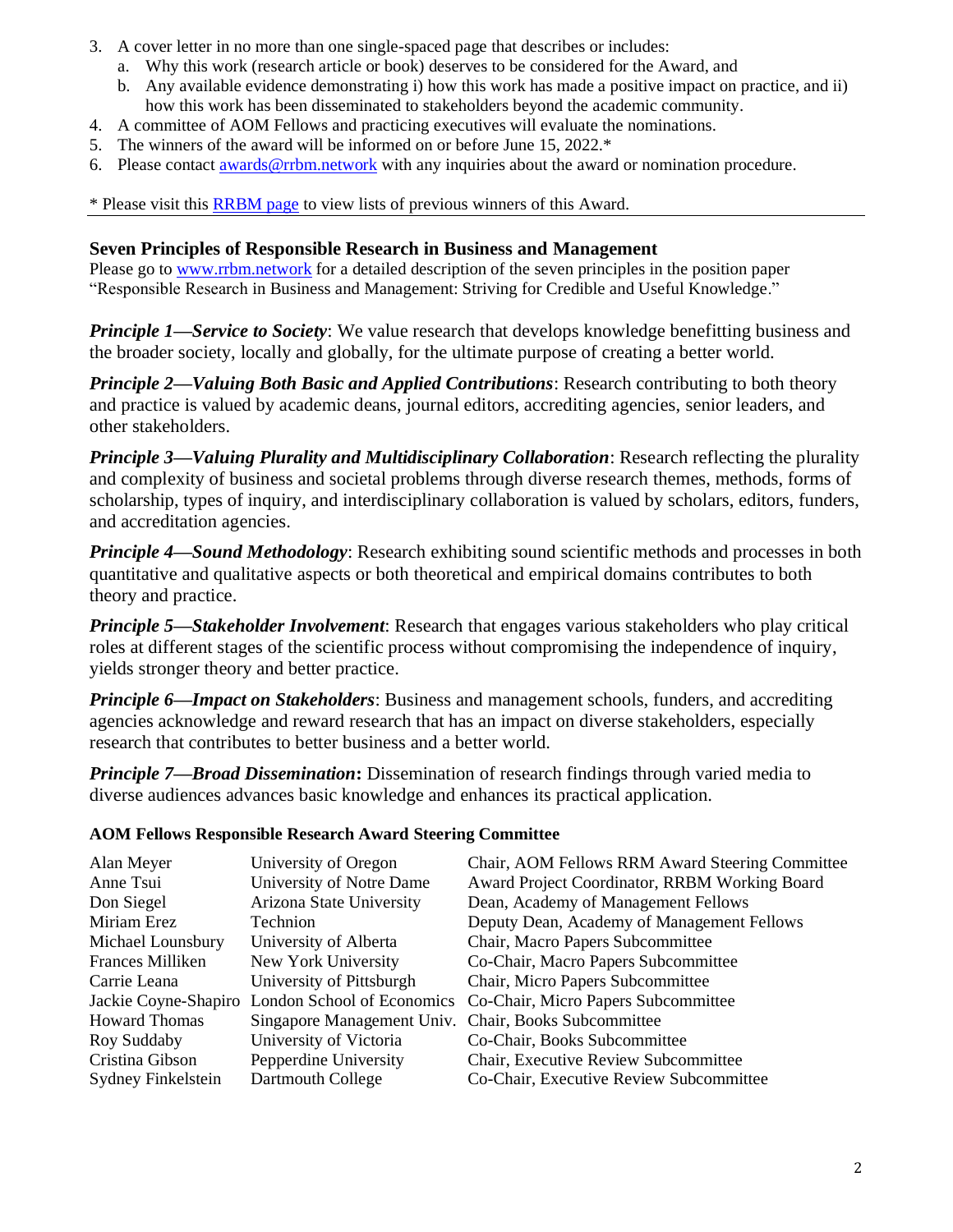3. A cover letter in no more than one single-spaced page that describes or includes:
   a. Why this work (research article or book) deserves to be considered for the Award, and
   b. Any available evidence demonstrating i) how this work has made a positive impact on practice, and ii) how this work has been disseminated to stakeholders beyond the academic community.
4. A committee of AOM Fellows and practicing executives will evaluate the nominations.
5. The winners of the award will be informed on or before June 15, 2022.*
6. Please contact awards@rrbm.network with any inquiries about the award or nomination procedure.

* Please visit this RRBM page to view lists of previous winners of this Award.

---

## Seven Principles of Responsible Research in Business and Management

Please go to www.rrbm.network for a detailed description of the seven principles in the position paper "Responsible Research in Business and Management: Striving for Credible and Useful Knowledge."

***Principle 1—Service to Society***: We value research that develops knowledge benefitting business and the broader society, locally and globally, for the ultimate purpose of creating a better world.

***Principle 2—Valuing Both Basic and Applied Contributions***: Research contributing to both theory and practice is valued by academic deans, journal editors, accrediting agencies, senior leaders, and other stakeholders.

***Principle 3—Valuing Plurality and Multidisciplinary Collaboration***: Research reflecting the plurality and complexity of business and societal problems through diverse research themes, methods, forms of scholarship, types of inquiry, and interdisciplinary collaboration is valued by scholars, editors, funders, and accreditation agencies.

***Principle 4—Sound Methodology***: Research exhibiting sound scientific methods and processes in both quantitative and qualitative aspects or both theoretical and empirical domains contributes to both theory and practice.

***Principle 5—Stakeholder Involvement***: Research that engages various stakeholders who play critical roles at different stages of the scientific process without compromising the independence of inquiry, yields stronger theory and better practice.

***Principle 6—Impact on Stakeholders***: Business and management schools, funders, and accrediting agencies acknowledge and reward research that has an impact on diverse stakeholders, especially research that contributes to better business and a better world.

***Principle 7—Broad Dissemination*:** Dissemination of research findings through varied media to diverse audiences advances basic knowledge and enhances its practical application.

### AOM Fellows Responsible Research Award Steering Committee

| | | |
|---|---|---|
| Alan Meyer | University of Oregon | Chair, AOM Fellows RRM Award Steering Committee |
| Anne Tsui | University of Notre Dame | Award Project Coordinator, RRBM Working Board |
| Don Siegel | Arizona State University | Dean, Academy of Management Fellows |
| Miriam Erez | Technion | Deputy Dean, Academy of Management Fellows |
| Michael Lounsbury | University of Alberta | Chair, Macro Papers Subcommittee |
| Frances Milliken | New York University | Co-Chair, Macro Papers Subcommittee |
| Carrie Leana | University of Pittsburgh | Chair, Micro Papers Subcommittee |
| Jackie Coyne-Shapiro | London School of Economics | Co-Chair, Micro Papers Subcommittee |
| Howard Thomas | Singapore Management Univ. | Chair, Books Subcommittee |
| Roy Suddaby | University of Victoria | Co-Chair, Books Subcommittee |
| Cristina Gibson | Pepperdine University | Chair, Executive Review Subcommittee |
| Sydney Finkelstein | Dartmouth College | Co-Chair, Executive Review Subcommittee |